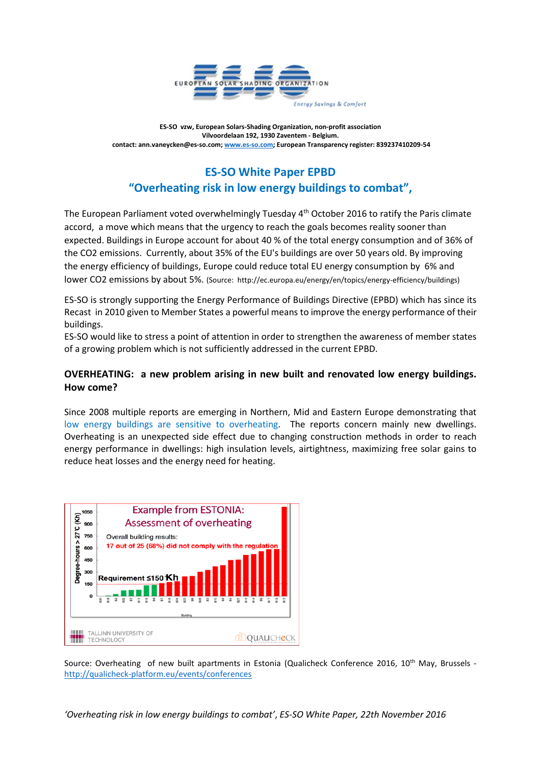ES-SO vzw, European Solars-Shading Organization, non-profit association
Vilvoordelaan 192, 1930 Zaventem - Belgium.
contact: ann.vaneycken@es-so.com; www.es-so.com; European Transparency register: 839237410209-54

# ES-SO White Paper EPBD
# "Overheating risk in low energy buildings to combat",

The European Parliament voted overwhelmingly Tuesday 4th October 2016 to ratify the Paris climate accord, a move which means that the urgency to reach the goals becomes reality sooner than expected. Buildings in Europe account for about 40 % of the total energy consumption and of 36% of the $CO_2$ emissions. Currently, about 35% of the EU's buildings are over 50 years old. By improving the energy efficiency of buildings, Europe could reduce total EU energy consumption by 6% and lower $CO_2$ emissions by about 5%. (Source: http://ec.europa.eu/energy/en/topics/energy-efficiency/buildings)

ES-SO is strongly supporting the Energy Performance of Buildings Directive (EPBD) which has since its Recast in 2010 given to Member States a powerful means to improve the energy performance of their buildings.
ES-SO would like to stress a point of attention in order to strengthen the awareness of member states of a growing problem which is not sufficiently addressed in the current EPBD.

## OVERHEATING: a new problem arising in new built and renovated low energy buildings. How come?

Since 2008 multiple reports are emerging in Northern, Mid and Eastern Europe demonstrating that low energy buildings are sensitive to overheating. The reports concern mainly new dwellings. Overheating is an unexpected side effect due to changing construction methods in order to reach energy performance in dwellings: high insulation levels, airtightness, maximizing free solar gains to reduce heat losses and the energy need for heating.

Example from ESTONIA: Assessment of overheating

Overall building results: 17 out of 25 (68%) did not comply with the regulation

Requirement ≤150 Kh

Source: Overheating of new built apartments in Estonia (Qualicheck Conference 2016, 10th May, Brussels - http://qualicheck-platform.eu/events/conferences

*'Overheating risk in low energy buildings to combat'*, ES-SO White Paper, 22th November 2016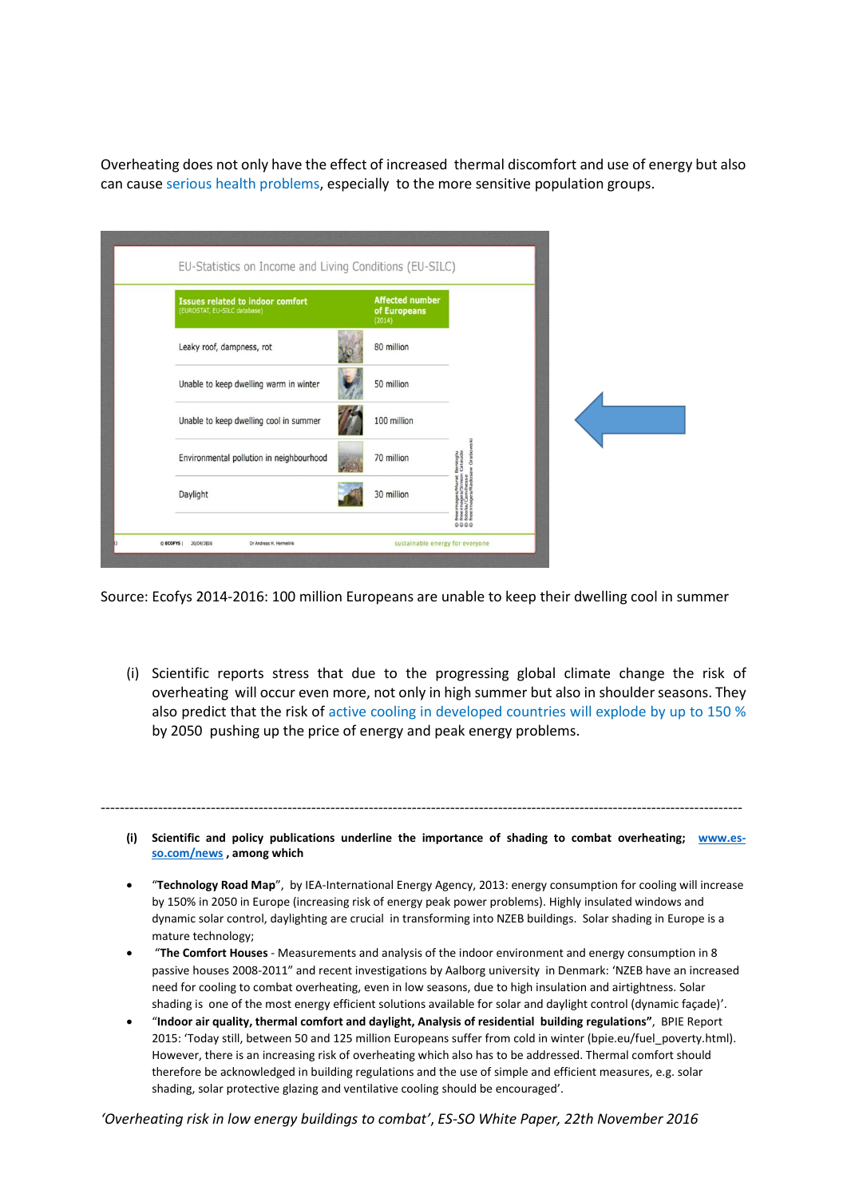Overheating does not only have the effect of increased thermal discomfort and use of energy but also can cause serious health problems, especially to the more sensitive population groups.

EU-Statistics on Income and Living Conditions (EU-SILC)

| Issues related to indoor comfort (EUROSTAT, EU-SILC database) | Affected number of Europeans (2014) |
|---|---|
| Leaky roof, dampness, rot | 80 million |
| Unable to keep dwelling warm in winter | 50 million |
| Unable to keep dwelling cool in summer | 100 million |
| Environmental pollution in neighbourhood | 70 million |
| Daylight | 30 million |

Source: Ecofys 2014-2016: 100 million Europeans are unable to keep their dwelling cool in summer

(i) Scientific reports stress that due to the progressing global climate change the risk of overheating will occur even more, not only in high summer but also in shoulder seasons. They also predict that the risk of active cooling in developed countries will explode by up to 150 % by 2050 pushing up the price of energy and peak energy problems.

---

**(i) Scientific and policy publications underline the importance of shading to combat overheating; www.es-so.com/news , among which**

- "**Technology Road Map**", by IEA-International Energy Agency, 2013: energy consumption for cooling will increase by 150% in 2050 in Europe (increasing risk of energy peak power problems). Highly insulated windows and dynamic solar control, daylighting are crucial in transforming into NZEB buildings. Solar shading in Europe is a mature technology;
- "**The Comfort Houses** - Measurements and analysis of the indoor environment and energy consumption in 8 passive houses 2008-2011" and recent investigations by Aalborg university in Denmark: 'NZEB have an increased need for cooling to combat overheating, even in low seasons, due to high insulation and airtightness. Solar shading is one of the most energy efficient solutions available for solar and daylight control (dynamic façade)'.
- "**Indoor air quality, thermal comfort and daylight, Analysis of residential building regulations"**, BPIE Report 2015: 'Today still, between 50 and 125 million Europeans suffer from cold in winter (bpie.eu/fuel_poverty.html). However, there is an increasing risk of overheating which also has to be addressed. Thermal comfort should therefore be acknowledged in building regulations and the use of simple and efficient measures, e.g. solar shading, solar protective glazing and ventilative cooling should be encouraged'.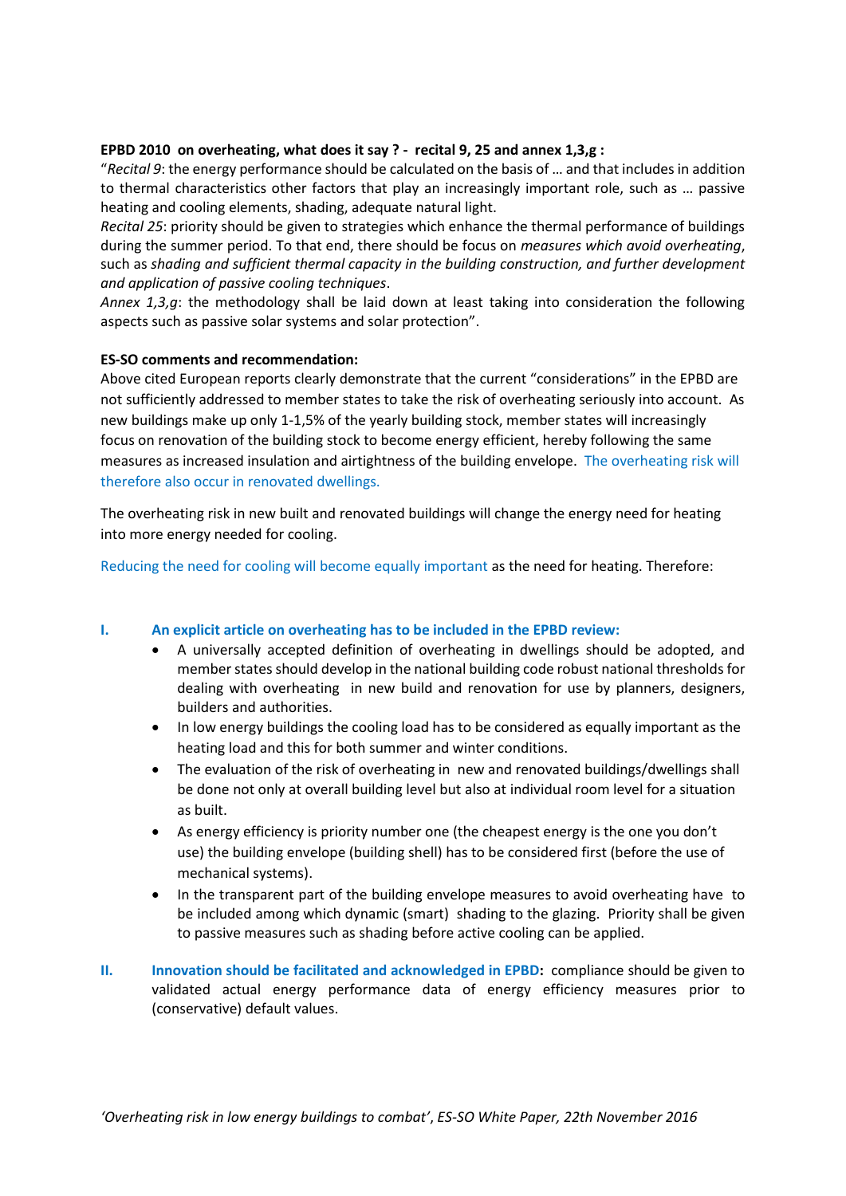**EPBD 2010 on overheating, what does it say ? - recital 9, 25 and annex 1,3,g :**

"*Recital 9*: the energy performance should be calculated on the basis of … and that includes in addition to thermal characteristics other factors that play an increasingly important role, such as … passive heating and cooling elements, shading, adequate natural light.

*Recital 25*: priority should be given to strategies which enhance the thermal performance of buildings during the summer period. To that end, there should be focus on *measures which avoid overheating*, such as *shading and sufficient thermal capacity in the building construction, and further development and application of passive cooling techniques*.

*Annex 1,3,g*: the methodology shall be laid down at least taking into consideration the following aspects such as passive solar systems and solar protection".

**ES-SO comments and recommendation:**

Above cited European reports clearly demonstrate that the current "considerations" in the EPBD are not sufficiently addressed to member states to take the risk of overheating seriously into account. As new buildings make up only 1-1,5% of the yearly building stock, member states will increasingly focus on renovation of the building stock to become energy efficient, hereby following the same measures as increased insulation and airtightness of the building envelope. The overheating risk will therefore also occur in renovated dwellings.

The overheating risk in new built and renovated buildings will change the energy need for heating into more energy needed for cooling.

Reducing the need for cooling will become equally important as the need for heating. Therefore:

**I. An explicit article on overheating has to be included in the EPBD review:**

- A universally accepted definition of overheating in dwellings should be adopted, and member states should develop in the national building code robust national thresholds for dealing with overheating in new build and renovation for use by planners, designers, builders and authorities.
- In low energy buildings the cooling load has to be considered as equally important as the heating load and this for both summer and winter conditions.
- The evaluation of the risk of overheating in new and renovated buildings/dwellings shall be done not only at overall building level but also at individual room level for a situation as built.
- As energy efficiency is priority number one (the cheapest energy is the one you don't use) the building envelope (building shell) has to be considered first (before the use of mechanical systems).
- In the transparent part of the building envelope measures to avoid overheating have to be included among which dynamic (smart) shading to the glazing. Priority shall be given to passive measures such as shading before active cooling can be applied.

**II. Innovation should be facilitated and acknowledged in EPBD:** compliance should be given to validated actual energy performance data of energy efficiency measures prior to (conservative) default values.

*'Overheating risk in low energy buildings to combat', ES-SO White Paper, 22th November 2016*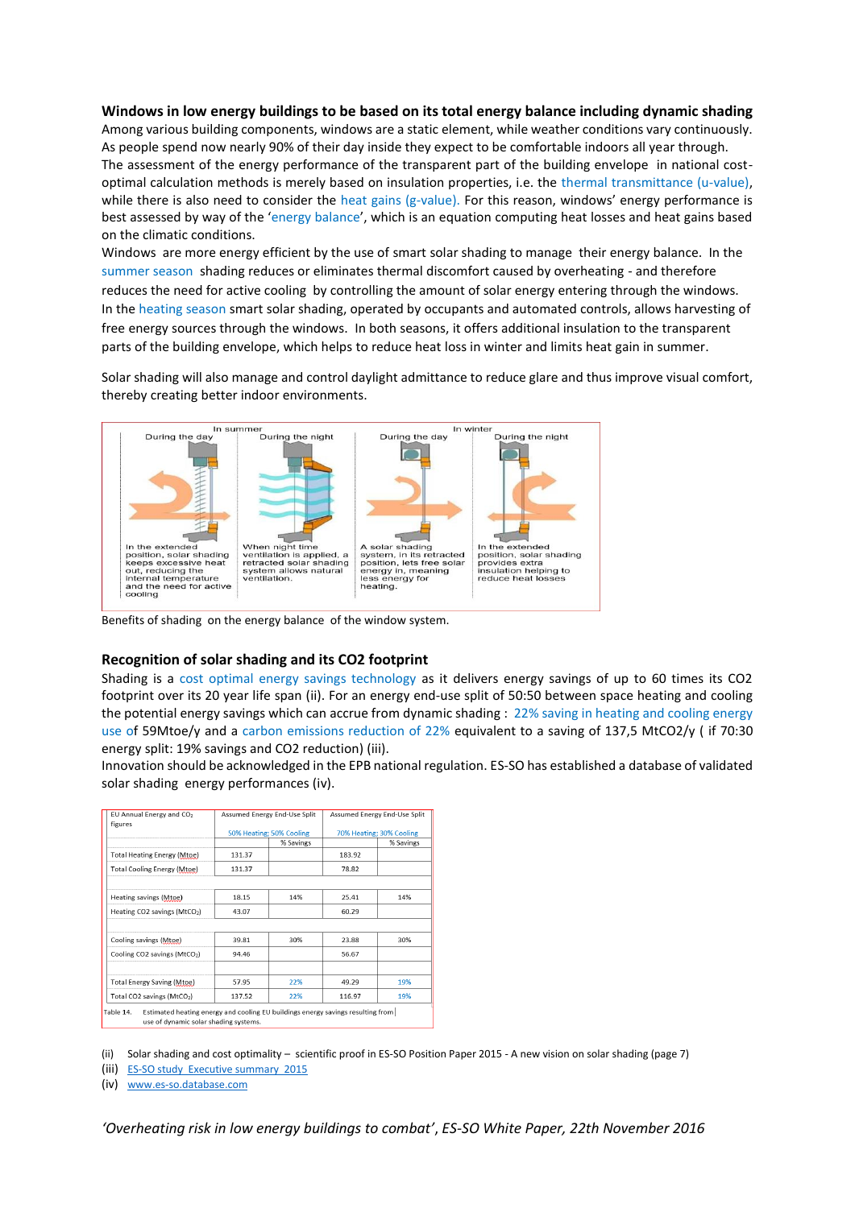## Windows in low energy buildings to be based on its total energy balance including dynamic shading

Among various building components, windows are a static element, while weather conditions vary continuously. As people spend now nearly 90% of their day inside they expect to be comfortable indoors all year through. The assessment of the energy performance of the transparent part of the building envelope in national cost-optimal calculation methods is merely based on insulation properties, i.e. the thermal transmittance (u-value), while there is also need to consider the heat gains (g-value). For this reason, windows' energy performance is best assessed by way of the 'energy balance', which is an equation computing heat losses and heat gains based on the climatic conditions.

Windows are more energy efficient by the use of smart solar shading to manage their energy balance. In the summer season shading reduces or eliminates thermal discomfort caused by overheating - and therefore reduces the need for active cooling by controlling the amount of solar energy entering through the windows. In the heating season smart solar shading, operated by occupants and automated controls, allows harvesting of free energy sources through the windows. In both seasons, it offers additional insulation to the transparent parts of the building envelope, which helps to reduce heat loss in winter and limits heat gain in summer.

Solar shading will also manage and control daylight admittance to reduce glare and thus improve visual comfort, thereby creating better indoor environments.

In summer

During the day

In the extended position, solar shading keeps excessive heat out, reducing the internal temperature and the need for active cooling

During the night

When night time ventilation is applied, a retracted solar shading system allows natural ventilation.

In winter

During the day

A solar shading system, in its retracted position, lets free solar energy in, meaning less energy for heating.

During the night

In the extended position, solar shading provides extra insulation helping to reduce heat losses

Benefits of shading on the energy balance of the window system.

## Recognition of solar shading and its CO2 footprint

Shading is a cost optimal energy savings technology as it delivers energy savings of up to 60 times its CO2 footprint over its 20 year life span (ii). For an energy end-use split of 50:50 between space heating and cooling the potential energy savings which can accrue from dynamic shading : 22% saving in heating and cooling energy use of 59Mtoe/y and a carbon emissions reduction of 22% equivalent to a saving of 137,5 MtCO2/y ( if 70:30 energy split: 19% savings and CO2 reduction) (iii).

Innovation should be acknowledged in the EPB national regulation. ES-SO has established a database of validated solar shading energy performances (iv).

| EU Annual Energy and $CO_2$ figures | Assumed Energy End-Use Split 50% Heating; 50% Cooling | | Assumed Energy End-Use Split 70% Heating; 30% Cooling | |
|---|---|---|---|---|
| | | % Savings | | % Savings |
| Total Heating Energy (Mtoe) | 131.37 | | 183.92 | |
| Total Cooling Energy (Mtoe) | 131.37 | | 78.82 | |
| | | | | |
| Heating savings (Mtoe) | 18.15 | 14% | 25.41 | 14% |
| Heating CO2 savings ($MtCO_2$) | 43.07 | | 60.29 | |
| | | | | |
| Cooling savings (Mtoe) | 39.81 | 30% | 23.88 | 30% |
| Cooling CO2 savings ($MtCO_2$) | 94.46 | | 56.67 | |
| | | | | |
| Total Energy Saving (Mtoe) | 57.95 | 22% | 49.29 | 19% |
| Total CO2 savings ($MtCO_2$) | 137.52 | 22% | 116.97 | 19% |

Table 14. Estimated heating energy and cooling EU buildings energy savings resulting from use of dynamic solar shading systems.

(ii) Solar shading and cost optimality – scientific proof in ES-SO Position Paper 2015 - A new vision on solar shading (page 7)

(iii) ES-SO study Executive summary 2015

(iv) www.es-so.database.com

*'Overheating risk in low energy buildings to combat'*, ES-SO White Paper, 22th November 2016